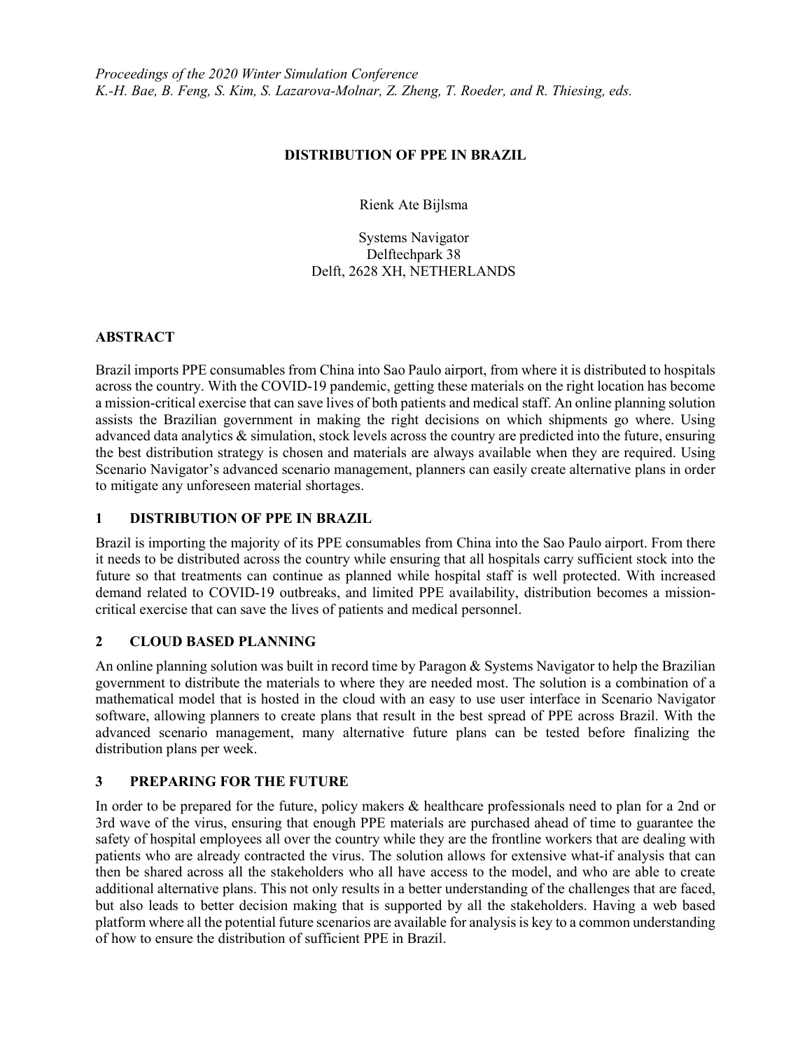*Proceedings of the 2020 Winter Simulation Conference*
*K.-H. Bae, B. Feng, S. Kim, S. Lazarova-Molnar, Z. Zheng, T. Roeder, and R. Thiesing, eds.*

# DISTRIBUTION OF PPE IN BRAZIL

Rienk Ate Bijlsma

Systems Navigator
Delftechpark 38
Delft, 2628 XH, NETHERLANDS

## ABSTRACT

Brazil imports PPE consumables from China into Sao Paulo airport, from where it is distributed to hospitals across the country. With the COVID-19 pandemic, getting these materials on the right location has become a mission-critical exercise that can save lives of both patients and medical staff. An online planning solution assists the Brazilian government in making the right decisions on which shipments go where. Using advanced data analytics & simulation, stock levels across the country are predicted into the future, ensuring the best distribution strategy is chosen and materials are always available when they are required. Using Scenario Navigator's advanced scenario management, planners can easily create alternative plans in order to mitigate any unforeseen material shortages.

## 1 DISTRIBUTION OF PPE IN BRAZIL

Brazil is importing the majority of its PPE consumables from China into the Sao Paulo airport. From there it needs to be distributed across the country while ensuring that all hospitals carry sufficient stock into the future so that treatments can continue as planned while hospital staff is well protected. With increased demand related to COVID-19 outbreaks, and limited PPE availability, distribution becomes a mission-critical exercise that can save the lives of patients and medical personnel.

## 2 CLOUD BASED PLANNING

An online planning solution was built in record time by Paragon & Systems Navigator to help the Brazilian government to distribute the materials to where they are needed most. The solution is a combination of a mathematical model that is hosted in the cloud with an easy to use user interface in Scenario Navigator software, allowing planners to create plans that result in the best spread of PPE across Brazil. With the advanced scenario management, many alternative future plans can be tested before finalizing the distribution plans per week.

## 3 PREPARING FOR THE FUTURE

In order to be prepared for the future, policy makers & healthcare professionals need to plan for a 2nd or 3rd wave of the virus, ensuring that enough PPE materials are purchased ahead of time to guarantee the safety of hospital employees all over the country while they are the frontline workers that are dealing with patients who are already contracted the virus. The solution allows for extensive what-if analysis that can then be shared across all the stakeholders who all have access to the model, and who are able to create additional alternative plans. This not only results in a better understanding of the challenges that are faced, but also leads to better decision making that is supported by all the stakeholders. Having a web based platform where all the potential future scenarios are available for analysis is key to a common understanding of how to ensure the distribution of sufficient PPE in Brazil.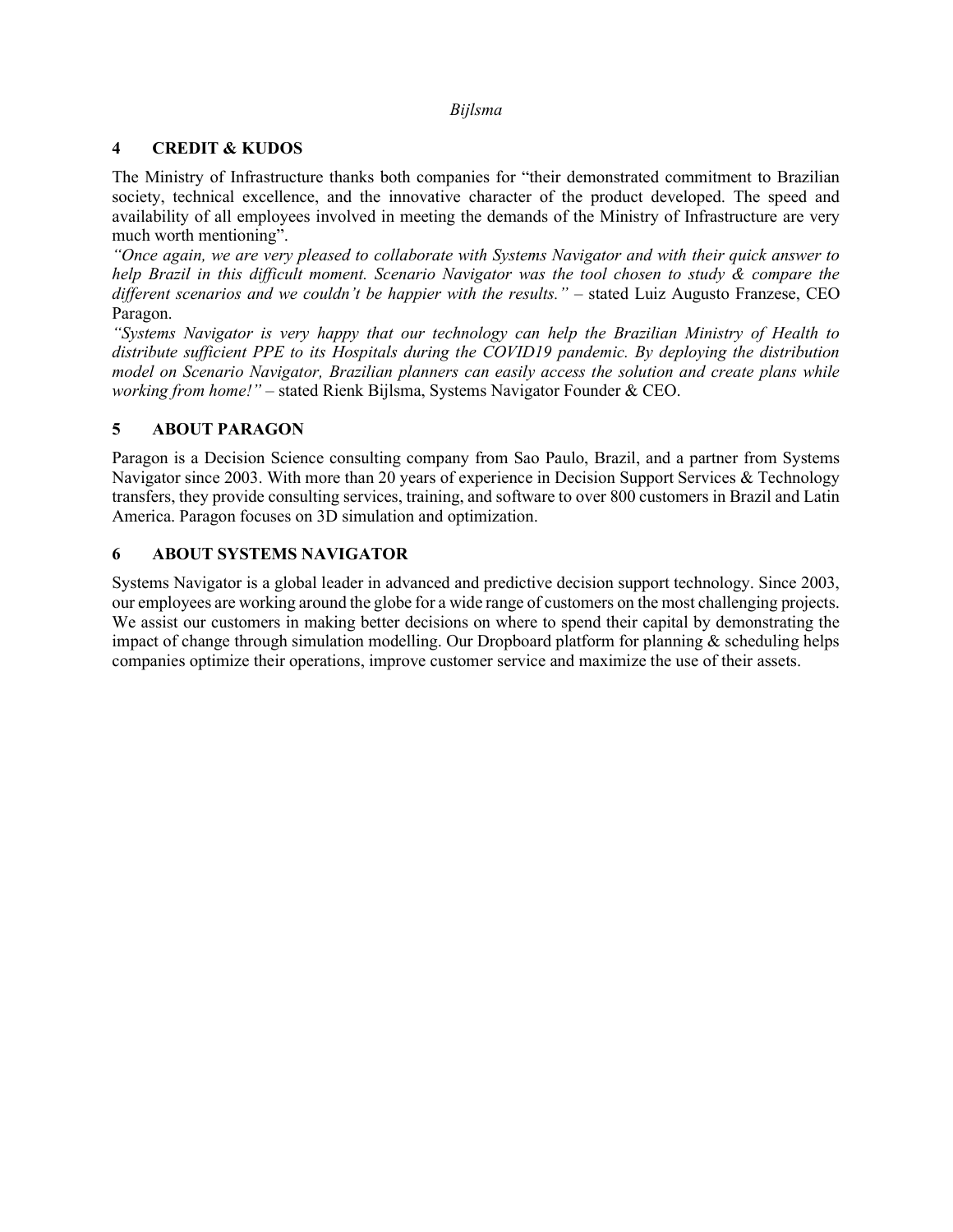## 4 CREDIT & KUDOS

The Ministry of Infrastructure thanks both companies for "their demonstrated commitment to Brazilian society, technical excellence, and the innovative character of the product developed. The speed and availability of all employees involved in meeting the demands of the Ministry of Infrastructure are very much worth mentioning".

*"Once again, we are very pleased to collaborate with Systems Navigator and with their quick answer to help Brazil in this difficult moment. Scenario Navigator was the tool chosen to study & compare the different scenarios and we couldn't be happier with the results."* – stated Luiz Augusto Franzese, CEO Paragon.

*"Systems Navigator is very happy that our technology can help the Brazilian Ministry of Health to distribute sufficient PPE to its Hospitals during the COVID19 pandemic. By deploying the distribution model on Scenario Navigator, Brazilian planners can easily access the solution and create plans while working from home!"* – stated Rienk Bijlsma, Systems Navigator Founder & CEO.

## 5 ABOUT PARAGON

Paragon is a Decision Science consulting company from Sao Paulo, Brazil, and a partner from Systems Navigator since 2003. With more than 20 years of experience in Decision Support Services & Technology transfers, they provide consulting services, training, and software to over 800 customers in Brazil and Latin America. Paragon focuses on 3D simulation and optimization.

## 6 ABOUT SYSTEMS NAVIGATOR

Systems Navigator is a global leader in advanced and predictive decision support technology. Since 2003, our employees are working around the globe for a wide range of customers on the most challenging projects. We assist our customers in making better decisions on where to spend their capital by demonstrating the impact of change through simulation modelling. Our Dropboard platform for planning & scheduling helps companies optimize their operations, improve customer service and maximize the use of their assets.